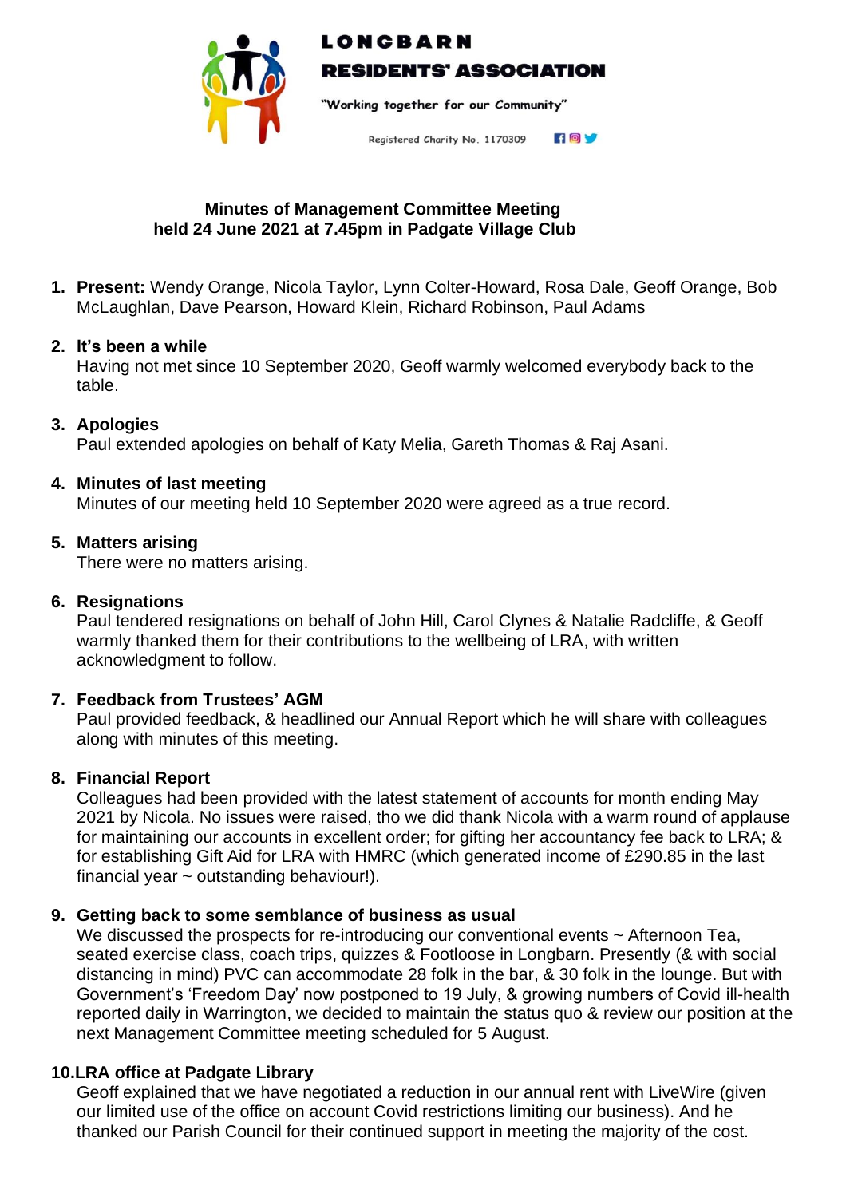# LONGBARN RESIDENTS' ASSOCIATION

"Working together for our Community"

Registered Charity No. 1170309

**Minutes of Management Committee Meeting held 24 June 2021 at 7.45pm in Padgate Village Club**

1. **Present:** Wendy Orange, Nicola Taylor, Lynn Colter-Howard, Rosa Dale, Geoff Orange, Bob McLaughlan, Dave Pearson, Howard Klein, Richard Robinson, Paul Adams

2. **It's been a while**
   Having not met since 10 September 2020, Geoff warmly welcomed everybody back to the table.

3. **Apologies**
   Paul extended apologies on behalf of Katy Melia, Gareth Thomas & Raj Asani.

4. **Minutes of last meeting**
   Minutes of our meeting held 10 September 2020 were agreed as a true record.

5. **Matters arising**
   There were no matters arising.

6. **Resignations**
   Paul tendered resignations on behalf of John Hill, Carol Clynes & Natalie Radcliffe, & Geoff warmly thanked them for their contributions to the wellbeing of LRA, with written acknowledgment to follow.

7. **Feedback from Trustees' AGM**
   Paul provided feedback, & headlined our Annual Report which he will share with colleagues along with minutes of this meeting.

8. **Financial Report**
   Colleagues had been provided with the latest statement of accounts for month ending May 2021 by Nicola. No issues were raised, tho we did thank Nicola with a warm round of applause for maintaining our accounts in excellent order; for gifting her accountancy fee back to LRA; & for establishing Gift Aid for LRA with HMRC (which generated income of £290.85 in the last financial year ~ outstanding behaviour!).

9. **Getting back to some semblance of business as usual**
   We discussed the prospects for re-introducing our conventional events ~ Afternoon Tea, seated exercise class, coach trips, quizzes & Footloose in Longbarn. Presently (& with social distancing in mind) PVC can accommodate 28 folk in the bar, & 30 folk in the lounge. But with Government's 'Freedom Day' now postponed to 19 July, & growing numbers of Covid ill-health reported daily in Warrington, we decided to maintain the status quo & review our position at the next Management Committee meeting scheduled for 5 August.

10. **LRA office at Padgate Library**
    Geoff explained that we have negotiated a reduction in our annual rent with LiveWire (given our limited use of the office on account Covid restrictions limiting our business). And he thanked our Parish Council for their continued support in meeting the majority of the cost.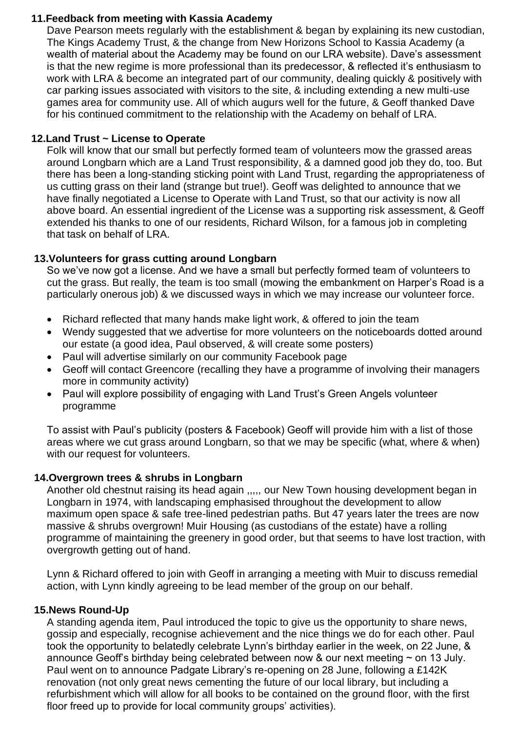### 11.Feedback from meeting with Kassia Academy

Dave Pearson meets regularly with the establishment & began by explaining its new custodian, The Kings Academy Trust, & the change from New Horizons School to Kassia Academy (a wealth of material about the Academy may be found on our LRA website). Dave's assessment is that the new regime is more professional than its predecessor, & reflected it's enthusiasm to work with LRA & become an integrated part of our community, dealing quickly & positively with car parking issues associated with visitors to the site, & including extending a new multi-use games area for community use. All of which augurs well for the future, & Geoff thanked Dave for his continued commitment to the relationship with the Academy on behalf of LRA.

### 12.Land Trust ~ License to Operate

Folk will know that our small but perfectly formed team of volunteers mow the grassed areas around Longbarn which are a Land Trust responsibility, & a damned good job they do, too. But there has been a long-standing sticking point with Land Trust, regarding the appropriateness of us cutting grass on their land (strange but true!). Geoff was delighted to announce that we have finally negotiated a License to Operate with Land Trust, so that our activity is now all above board. An essential ingredient of the License was a supporting risk assessment, & Geoff extended his thanks to one of our residents, Richard Wilson, for a famous job in completing that task on behalf of LRA.

### 13.Volunteers for grass cutting around Longbarn

So we've now got a license. And we have a small but perfectly formed team of volunteers to cut the grass. But really, the team is too small (mowing the embankment on Harper's Road is a particularly onerous job) & we discussed ways in which we may increase our volunteer force.

- Richard reflected that many hands make light work, & offered to join the team
- Wendy suggested that we advertise for more volunteers on the noticeboards dotted around our estate (a good idea, Paul observed, & will create some posters)
- Paul will advertise similarly on our community Facebook page
- Geoff will contact Greencore (recalling they have a programme of involving their managers more in community activity)
- Paul will explore possibility of engaging with Land Trust's Green Angels volunteer programme

To assist with Paul's publicity (posters & Facebook) Geoff will provide him with a list of those areas where we cut grass around Longbarn, so that we may be specific (what, where & when) with our request for volunteers.

### 14.Overgrown trees & shrubs in Longbarn

Another old chestnut raising its head again ,,,,, our New Town housing development began in Longbarn in 1974, with landscaping emphasised throughout the development to allow maximum open space & safe tree-lined pedestrian paths. But 47 years later the trees are now massive & shrubs overgrown! Muir Housing (as custodians of the estate) have a rolling programme of maintaining the greenery in good order, but that seems to have lost traction, with overgrowth getting out of hand.

Lynn & Richard offered to join with Geoff in arranging a meeting with Muir to discuss remedial action, with Lynn kindly agreeing to be lead member of the group on our behalf.

### 15.News Round-Up

A standing agenda item, Paul introduced the topic to give us the opportunity to share news, gossip and especially, recognise achievement and the nice things we do for each other. Paul took the opportunity to belatedly celebrate Lynn's birthday earlier in the week, on 22 June, & announce Geoff's birthday being celebrated between now & our next meeting ~ on 13 July. Paul went on to announce Padgate Library's re-opening on 28 June, following a £142K renovation (not only great news cementing the future of our local library, but including a refurbishment which will allow for all books to be contained on the ground floor, with the first floor freed up to provide for local community groups' activities).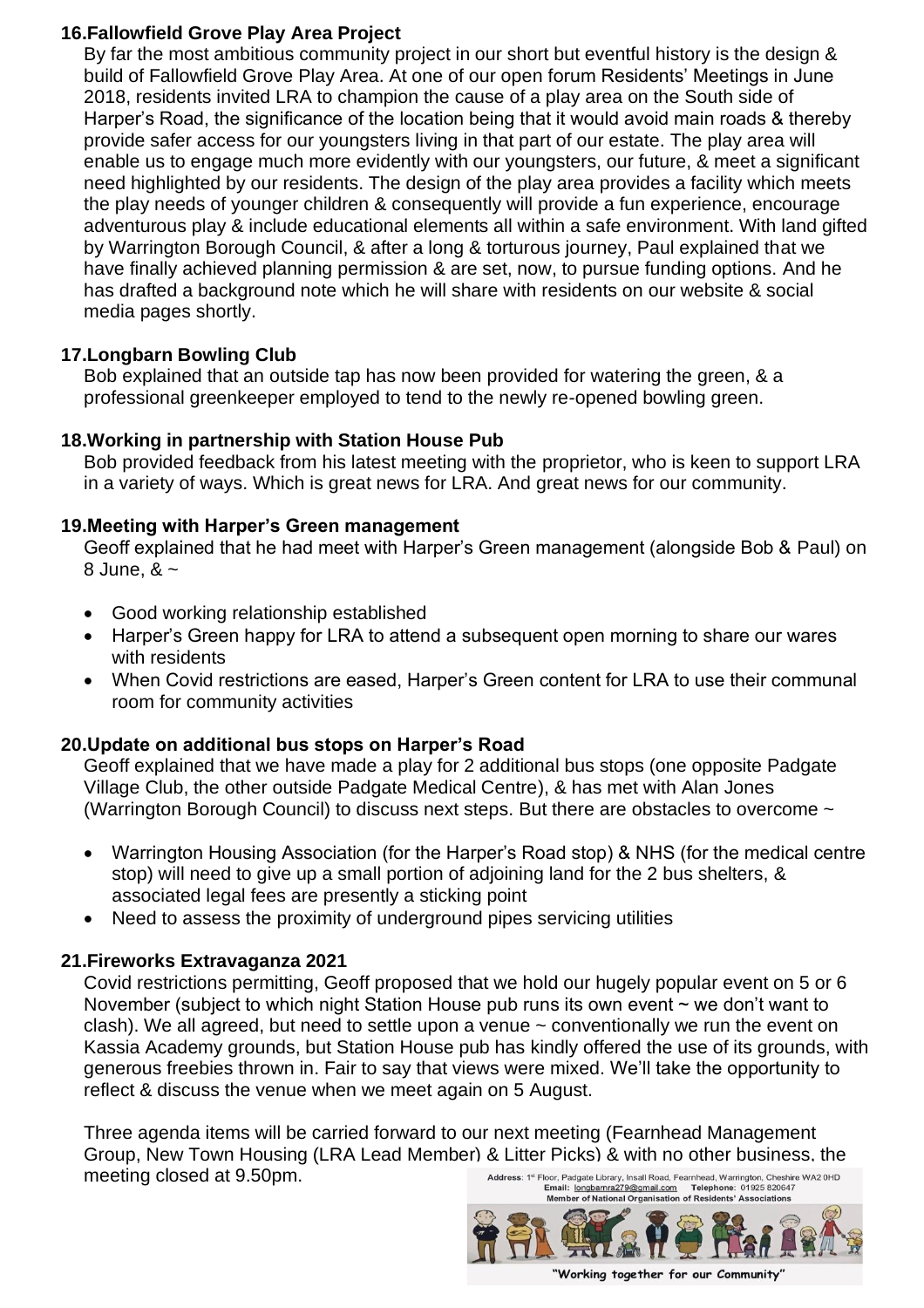### 16.Fallowfield Grove Play Area Project

By far the most ambitious community project in our short but eventful history is the design & build of Fallowfield Grove Play Area. At one of our open forum Residents' Meetings in June 2018, residents invited LRA to champion the cause of a play area on the South side of Harper's Road, the significance of the location being that it would avoid main roads & thereby provide safer access for our youngsters living in that part of our estate. The play area will enable us to engage much more evidently with our youngsters, our future, & meet a significant need highlighted by our residents. The design of the play area provides a facility which meets the play needs of younger children & consequently will provide a fun experience, encourage adventurous play & include educational elements all within a safe environment. With land gifted by Warrington Borough Council, & after a long & torturous journey, Paul explained that we have finally achieved planning permission & are set, now, to pursue funding options. And he has drafted a background note which he will share with residents on our website & social media pages shortly.

### 17.Longbarn Bowling Club

Bob explained that an outside tap has now been provided for watering the green, & a professional greenkeeper employed to tend to the newly re-opened bowling green.

### 18.Working in partnership with Station House Pub

Bob provided feedback from his latest meeting with the proprietor, who is keen to support LRA in a variety of ways. Which is great news for LRA. And great news for our community.

### 19.Meeting with Harper's Green management

Geoff explained that he had meet with Harper's Green management (alongside Bob & Paul) on 8 June, & ~

- Good working relationship established
- Harper's Green happy for LRA to attend a subsequent open morning to share our wares with residents
- When Covid restrictions are eased, Harper's Green content for LRA to use their communal room for community activities

### 20.Update on additional bus stops on Harper's Road

Geoff explained that we have made a play for 2 additional bus stops (one opposite Padgate Village Club, the other outside Padgate Medical Centre), & has met with Alan Jones (Warrington Borough Council) to discuss next steps. But there are obstacles to overcome ~

- Warrington Housing Association (for the Harper's Road stop) & NHS (for the medical centre stop) will need to give up a small portion of adjoining land for the 2 bus shelters, & associated legal fees are presently a sticking point
- Need to assess the proximity of underground pipes servicing utilities

### 21.Fireworks Extravaganza 2021

Covid restrictions permitting, Geoff proposed that we hold our hugely popular event on 5 or 6 November (subject to which night Station House pub runs its own event ~ we don't want to clash). We all agreed, but need to settle upon a venue ~ conventionally we run the event on Kassia Academy grounds, but Station House pub has kindly offered the use of its grounds, with generous freebies thrown in. Fair to say that views were mixed. We'll take the opportunity to reflect & discuss the venue when we meet again on 5 August.

Three agenda items will be carried forward to our next meeting (Fearnhead Management Group, New Town Housing (LRA Lead Member) & Litter Picks) & with no other business, the meeting closed at 9.50pm.

**Address**: 1st Floor, Padgate Library, Insall Road, Fearnhead, Warrington, Cheshire WA2 0HD
**Email**: longbarnra279@gmail.com **Telephone**: 01925 820647
**Member of National Organisation of Residents' Associations**

"Working together for our Community"